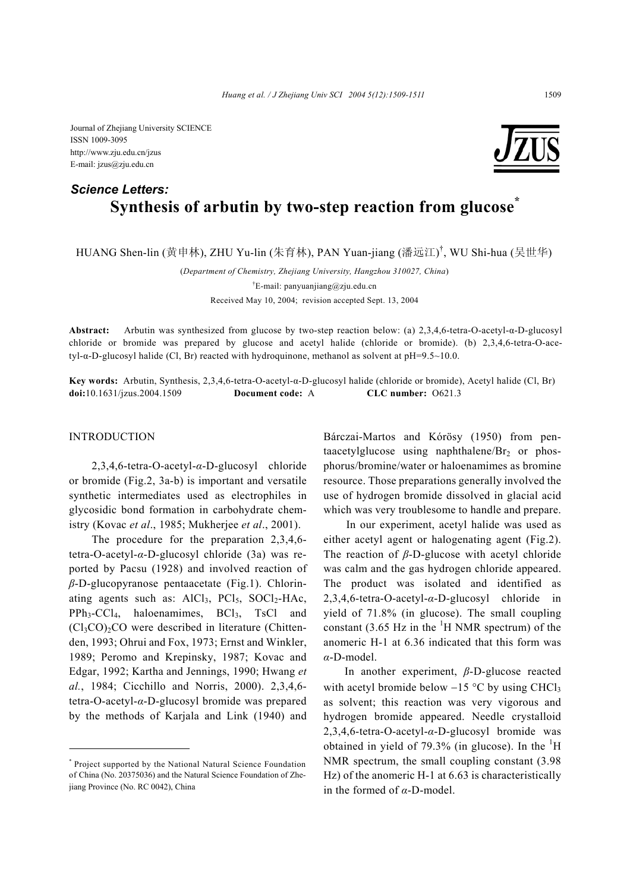Journal of Zhejiang University SCIENCE
ISSN 1009-3095
http://www.zju.edu.cn/jzus
E-mail: jzus@zju.edu.cn

***Science Letters:***

# Synthesis of arbutin by two-step reaction from glucose*

HUANG Shen-lin (黄申林), ZHU Yu-lin (朱育林), PAN Yuan-jiang (潘远江)†, WU Shi-hua (吴世华)

(*Department of Chemistry, Zhejiang University, Hangzhou 310027, China*)

†E-mail: panyuanjiang@zju.edu.cn

Received May 10, 2004; revision accepted Sept. 13, 2004

**Abstract:** Arbutin was synthesized from glucose by two-step reaction below: (a) 2,3,4,6-tetra-O-acetyl-α-D-glucosyl chloride or bromide was prepared by glucose and acetyl halide (chloride or bromide). (b) 2,3,4,6-tetra-O-acetyl-α-D-glucosyl halide (Cl, Br) reacted with hydroquinone, methanol as solvent at pH=9.5~10.0.

**Key words:** Arbutin, Synthesis, 2,3,4,6-tetra-O-acetyl-α-D-glucosyl halide (chloride or bromide), Acetyl halide (Cl, Br)
**doi:**10.1631/jzus.2004.1509 **Document code:** A **CLC number:** O621.3

## INTRODUCTION

2,3,4,6-tetra-O-acetyl-*α*-D-glucosyl chloride or bromide (Fig.2, 3a-b) is important and versatile synthetic intermediates used as electrophiles in glycosidic bond formation in carbohydrate chemistry (Kovac *et al*., 1985; Mukherjee *et al*., 2001).

The procedure for the preparation 2,3,4,6-tetra-O-acetyl-*α*-D-glucosyl chloride (3a) was reported by Pacsu (1928) and involved reaction of *β*-D-glucopyranose pentaacetate (Fig.1). Chlorinating agents such as: $AlCl_3$, $PCl_5$, $SOCl_2$-HAc, $PPh_3$-$CCl_4$, haloenamimes, $BCl_3$, TsCl and $(Cl_3CO)_2CO$ were described in literature (Chittenden, 1993; Ohrui and Fox, 1973; Ernst and Winkler, 1989; Peromo and Krepinsky, 1987; Kovac and Edgar, 1992; Kartha and Jennings, 1990; Hwang *et al.*, 1984; Cicchillo and Norris, 2000). 2,3,4,6-tetra-O-acetyl-*α*-D-glucosyl bromide was prepared by the methods of Karjala and Link (1940) and Bárczai-Martos and Kórösy (1950) from pentaacetylglucose using naphthalene/$Br_2$ or phosphorus/bromine/water or haloenamimes as bromine resource. Those preparations generally involved the use of hydrogen bromide dissolved in glacial acid which was very troublesome to handle and prepare.

In our experiment, acetyl halide was used as either acetyl agent or halogenating agent (Fig.2). The reaction of *β*-D-glucose with acetyl chloride was calm and the gas hydrogen chloride appeared. The product was isolated and identified as 2,3,4,6-tetra-O-acetyl-*α*-D-glucosyl chloride in yield of 71.8% (in glucose). The small coupling constant (3.65 Hz in the $^1$H NMR spectrum) of the anomeric H-1 at 6.36 indicated that this form was *α*-D-model.

In another experiment, *β*-D-glucose reacted with acetyl bromide below −15 °C by using $CHCl_3$ as solvent; this reaction was very vigorous and hydrogen bromide appeared. Needle crystalloid 2,3,4,6-tetra-O-acetyl-*α*-D-glucosyl bromide was obtained in yield of 79.3% (in glucose). In the $^1$H NMR spectrum, the small coupling constant (3.98 Hz) of the anomeric H-1 at 6.63 is characteristically in the formed of *α*-D-model.

---

* Project supported by the National Natural Science Foundation of China (No. 20375036) and the Natural Science Foundation of Zhejiang Province (No. RC 0042), China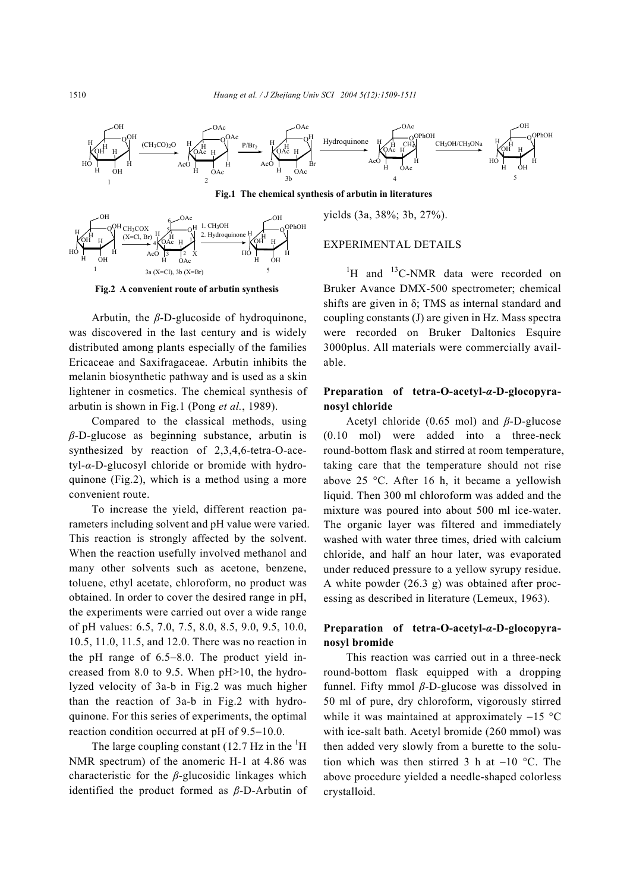Fig.1 The chemical synthesis of arbutin in literatures

Fig.2 A convenient route of arbutin synthesis

Arbutin, the *β*-D-glucoside of hydroquinone, was discovered in the last century and is widely distributed among plants especially of the families Ericaceae and Saxifragaceae. Arbutin inhibits the melanin biosynthetic pathway and is used as a skin lightener in cosmetics. The chemical synthesis of arbutin is shown in Fig.1 (Pong *et al.*, 1989).

Compared to the classical methods, using *β*-D-glucose as beginning substance, arbutin is synthesized by reaction of 2,3,4,6-tetra-O-acetyl-*α*-D-glucosyl chloride or bromide with hydroquinone (Fig.2), which is a method using a more convenient route.

To increase the yield, different reaction parameters including solvent and pH value were varied. This reaction is strongly affected by the solvent. When the reaction usefully involved methanol and many other solvents such as acetone, benzene, toluene, ethyl acetate, chloroform, no product was obtained. In order to cover the desired range in pH, the experiments were carried out over a wide range of pH values: 6.5, 7.0, 7.5, 8.0, 8.5, 9.0, 9.5, 10.0, 10.5, 11.0, 11.5, and 12.0. There was no reaction in the pH range of 6.5−8.0. The product yield increased from 8.0 to 9.5. When pH>10, the hydrolyzed velocity of 3a-b in Fig.2 was much higher than the reaction of 3a-b in Fig.2 with hydroquinone. For this series of experiments, the optimal reaction condition occurred at pH of 9.5−10.0.

The large coupling constant (12.7 Hz in the $^{1}$H NMR spectrum) of the anomeric H-1 at 4.86 was characteristic for the *β*-glucosidic linkages which identified the product formed as *β*-D-Arbutin of yields (3a, 38%; 3b, 27%).

## EXPERIMENTAL DETAILS

$^{1}$H and $^{13}$C-NMR data were recorded on Bruker Avance DMX-500 spectrometer; chemical shifts are given in δ; TMS as internal standard and coupling constants (J) are given in Hz. Mass spectra were recorded on Bruker Daltonics Esquire 3000plus. All materials were commercially available.

### Preparation of tetra-O-acetyl-*α*-D-glocopyranosyl chloride

Acetyl chloride (0.65 mol) and *β*-D-glucose (0.10 mol) were added into a three-neck round-bottom flask and stirred at room temperature, taking care that the temperature should not rise above 25 °C. After 16 h, it became a yellowish liquid. Then 300 ml chloroform was added and the mixture was poured into about 500 ml ice-water. The organic layer was filtered and immediately washed with water three times, dried with calcium chloride, and half an hour later, was evaporated under reduced pressure to a yellow syrupy residue. A white powder (26.3 g) was obtained after processing as described in literature (Lemeux, 1963).

### Preparation of tetra-O-acetyl-*α*-D-glocopyranosyl bromide

This reaction was carried out in a three-neck round-bottom flask equipped with a dropping funnel. Fifty mmol *β*-D-glucose was dissolved in 50 ml of pure, dry chloroform, vigorously stirred while it was maintained at approximately −15 °C with ice-salt bath. Acetyl bromide (260 mmol) was then added very slowly from a burette to the solution which was then stirred 3 h at −10 °C. The above procedure yielded a needle-shaped colorless crystalloid.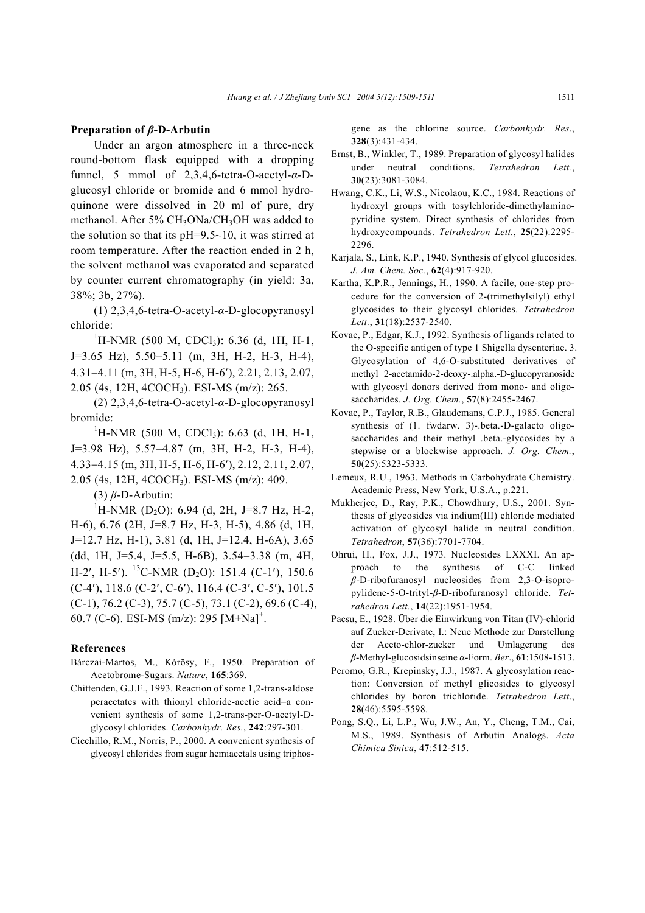### Preparation of *β*-D-Arbutin

Under an argon atmosphere in a three-neck round-bottom flask equipped with a dropping funnel, 5 mmol of 2,3,4,6-tetra-O-acetyl-*α*-D-glucosyl chloride or bromide and 6 mmol hydroquinone were dissolved in 20 ml of pure, dry methanol. After 5% $CH_3ONa/CH_3OH$ was added to the solution so that its pH=9.5~10, it was stirred at room temperature. After the reaction ended in 2 h, the solvent methanol was evaporated and separated by counter current chromatography (in yield: 3a, 38%; 3b, 27%).

(1) 2,3,4,6-tetra-O-acetyl-*α*-D-glocopyranosyl chloride:

$^1$H-NMR (500 M, $CDCl_3$): 6.36 (d, 1H, H-1, J=3.65 Hz), 5.50–5.11 (m, 3H, H-2, H-3, H-4), 4.31–4.11 (m, 3H, H-5, H-6, H-6′), 2.21, 2.13, 2.07, 2.05 (4s, 12H, 4$COCH_3$). ESI-MS (m/z): 265.

(2) 2,3,4,6-tetra-O-acetyl-*α*-D-glocopyranosyl bromide:

$^1$H-NMR (500 M, $CDCl_3$): 6.63 (d, 1H, H-1, J=3.98 Hz), 5.57–4.87 (m, 3H, H-2, H-3, H-4), 4.33–4.15 (m, 3H, H-5, H-6, H-6′), 2.12, 2.11, 2.07, 2.05 (4s, 12H, 4$COCH_3$). ESI-MS (m/z): 409.

(3) *β*-D-Arbutin:

$^1$H-NMR ($D_2O$): 6.94 (d, 2H, J=8.7 Hz, H-2, H-6), 6.76 (2H, J=8.7 Hz, H-3, H-5), 4.86 (d, 1H, J=12.7 Hz, H-1), 3.81 (d, 1H, J=12.4, H-6A), 3.65 (dd, 1H, J=5.4, J=5.5, H-6B), 3.54–3.38 (m, 4H, H-2′, H-5′). $^{13}$C-NMR ($D_2O$): 151.4 (C-1′), 150.6 (C-4′), 118.6 (C-2′, C-6′), 116.4 (C-3′, C-5′), 101.5 (C-1), 76.2 (C-3), 75.7 (C-5), 73.1 (C-2), 69.6 (C-4), 60.7 (C-6). ESI-MS (m/z): 295 $[M+Na]^+$.

### References

Bárczai-Martos, M., Kórösy, F., 1950. Preparation of Acetobrome-Sugars. *Nature*, **165**:369.

Chittenden, G.J.F., 1993. Reaction of some 1,2-trans-aldose peracetates with thionyl chloride-acetic acid–a convenient synthesis of some 1,2-trans-per-O-acetyl-D-glycosyl chlorides. *Carbonhydr. Res.*, **242**:297-301.

Cicchillo, R.M., Norris, P., 2000. A convenient synthesis of glycosyl chlorides from sugar hemiacetals using triphosgene as the chlorine source. *Carbonhydr. Res*., **328**(3):431-434.

Ernst, B., Winkler, T., 1989. Preparation of glycosyl halides under neutral conditions. *Tetrahedron Lett.*, **30**(23):3081-3084.

Hwang, C.K., Li, W.S., Nicolaou, K.C., 1984. Reactions of hydroxyl groups with tosylchloride-dimethylaminopyridine system. Direct synthesis of chlorides from hydroxycompounds. *Tetrahedron Lett.*, **25**(22):2295-2296.

Karjala, S., Link, K.P., 1940. Synthesis of glycol glucosides. *J. Am. Chem. Soc.*, **62**(4):917-920.

Kartha, K.P.R., Jennings, H., 1990. A facile, one-step procedure for the conversion of 2-(trimethylsilyl) ethyl glycosides to their glycosyl chlorides. *Tetrahedron Lett.*, **31**(18):2537-2540.

Kovac, P., Edgar, K.J., 1992. Synthesis of ligands related to the O-specific antigen of type 1 Shigella dysenteriae. 3. Glycosylation of 4,6-O-substituted derivatives of methyl 2-acetamido-2-deoxy-.alpha.-D-glucopyranoside with glycosyl donors derived from mono- and oligosaccharides. *J. Org. Chem.*, **57**(8):2455-2467.

Kovac, P., Taylor, R.B., Glaudemans, C.P.J., 1985. General synthesis of (1. fwdarw. 3)-.beta.-D-galacto oligosaccharides and their methyl .beta.-glycosides by a stepwise or a blockwise approach. *J. Org. Chem.*, **50**(25):5323-5333.

Lemeux, R.U., 1963. Methods in Carbohydrate Chemistry. Academic Press, New York, U.S.A., p.221.

Mukherjee, D., Ray, P.K., Chowdhury, U.S., 2001. Synthesis of glycosides via indium(III) chloride mediated activation of glycosyl halide in neutral condition. *Tetrahedron*, **57**(36):7701-7704.

Ohrui, H., Fox, J.J., 1973. Nucleosides LXXXI. An approach to the synthesis of C-C linked *β*-D-ribofuranosyl nucleosides from 2,3-O-isopropylidene-5-O-trityl-*β*-D-ribofuranosyl chloride. *Tetrahedron Lett.*, **14**(22):1951-1954.

Pacsu, E., 1928. Über die Einwirkung von Titan (IV)-chlorid auf Zucker-Derivate, I.: Neue Methode zur Darstellung der Aceto-chlor-zucker und Umlagerung des *β*-Methyl-glucosidsinseine *α*-Form. *Ber*., **61**:1508-1513.

Peromo, G.R., Krepinsky, J.J., 1987. A glycosylation reaction: Conversion of methyl glicosides to glycosyl chlorides by boron trichloride. *Tetrahedron Lett*., **28**(46):5595-5598.

Pong, S.Q., Li, L.P., Wu, J.W., An, Y., Cheng, T.M., Cai, M.S., 1989. Synthesis of Arbutin Analogs. *Acta Chimica Sinica*, **47**:512-515.